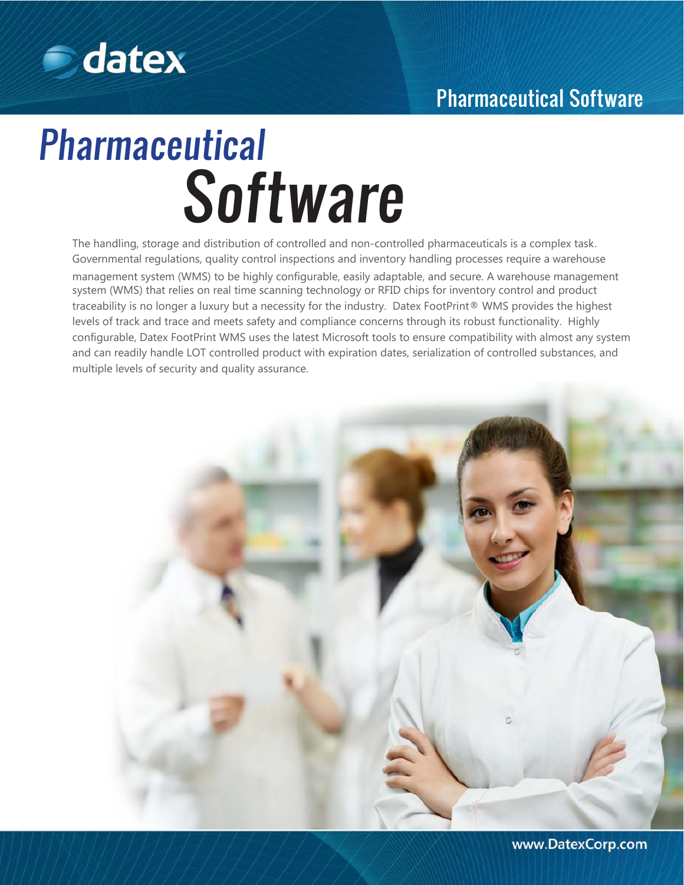# Pharmaceutical Software

The handling, storage and distribution of controlled and non-controlled pharmaceuticals is a complex task. Governmental regulations, quality control inspections and inventory handling processes require a warehouse management system (WMS) to be highly configurable, easily adaptable, and secure. A warehouse management system (WMS) that relies on real time scanning technology or RFID chips for inventory control and product traceability is no longer a luxury but a necessity for the industry. Datex FootPrint® WMS provides the highest levels of track and trace and meets safety and compliance concerns through its robust functionality. Highly configurable, Datex FootPrint WMS uses the latest Microsoft tools to ensure compatibility with almost any system and can readily handle LOT controlled product with expiration dates, serialization of controlled substances, and multiple levels of security and quality assurance.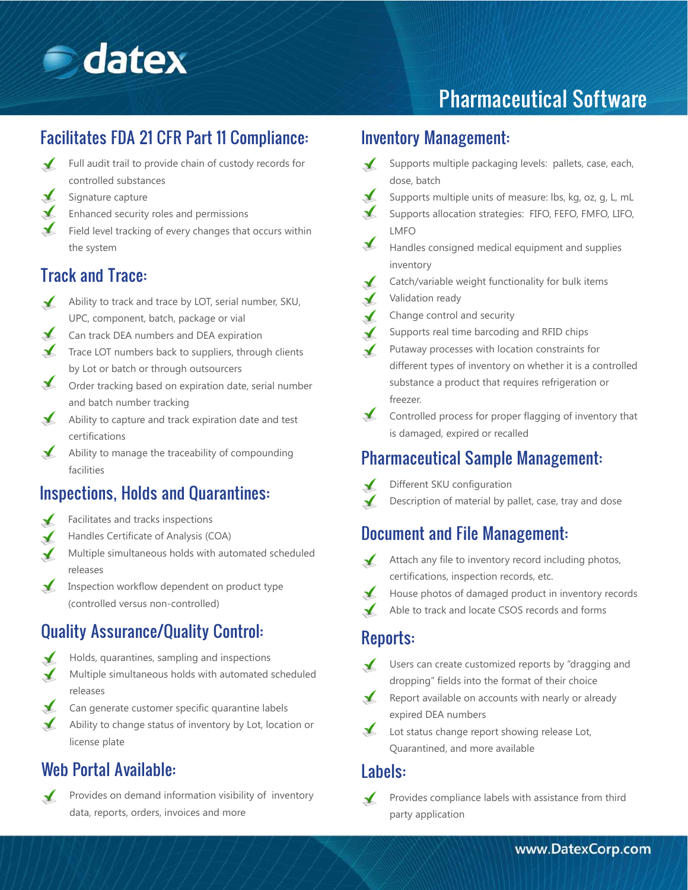# datex

# Pharmaceutical Software

## Facilitates FDA 21 CFR Part 11 Compliance:

- Full audit trail to provide chain of custody records for controlled substances
- Signature capture
- Enhanced security roles and permissions
- Field level tracking of every changes that occurs within the system

## Track and Trace:

- Ability to track and trace by LOT, serial number, SKU, UPC, component, batch, package or vial
- Can track DEA numbers and DEA expiration
- Trace LOT numbers back to suppliers, through clients by Lot or batch or through outsourcers
- Order tracking based on expiration date, serial number and batch number tracking
- Ability to capture and track expiration date and test certifications
- Ability to manage the traceability of compounding facilities

## Inspections, Holds and Quarantines:

- Facilitates and tracks inspections
- Handles Certificate of Analysis (COA)
- Multiple simultaneous holds with automated scheduled releases
- Inspection workflow dependent on product type (controlled versus non-controlled)

## Quality Assurance/Quality Control:

- Holds, quarantines, sampling and inspections
- Multiple simultaneous holds with automated scheduled releases
- Can generate customer specific quarantine labels
- Ability to change status of inventory by Lot, location or license plate

## Web Portal Available:

- Provides on demand information visibility of inventory data, reports, orders, invoices and more

## Inventory Management:

- Supports multiple packaging levels: pallets, case, each, dose, batch
- Supports multiple units of measure: lbs, kg, oz, g, L, mL
- Supports allocation strategies: FIFO, FEFO, FMFO, LIFO, LMFO
- Handles consigned medical equipment and supplies inventory
- Catch/variable weight functionality for bulk items
- Validation ready
- Change control and security
- Supports real time barcoding and RFID chips
- Putaway processes with location constraints for different types of inventory on whether it is a controlled substance a product that requires refrigeration or freezer.
- Controlled process for proper flagging of inventory that is damaged, expired or recalled

## Pharmaceutical Sample Management:

- Different SKU configuration
- Description of material by pallet, case, tray and dose

## Document and File Management:

- Attach any file to inventory record including photos, certifications, inspection records, etc.
- House photos of damaged product in inventory records
- Able to track and locate CSOS records and forms

## Reports:

- Users can create customized reports by "dragging and dropping" fields into the format of their choice
- Report available on accounts with nearly or already expired DEA numbers
- Lot status change report showing release Lot, Quarantined, and more available

## Labels:

- Provides compliance labels with assistance from third party application

www.DatexCorp.com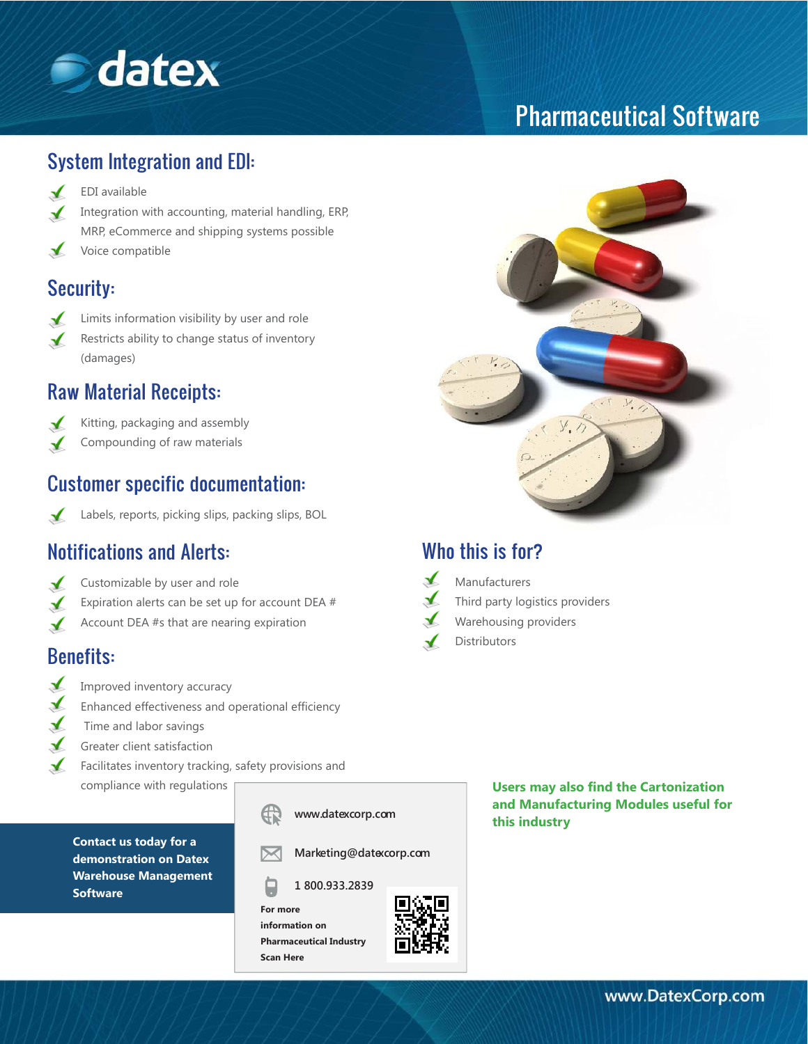# datex

## Pharmaceutical Software

### System Integration and EDI:

- EDI available
- Integration with accounting, material handling, ERP, MRP, eCommerce and shipping systems possible
- Voice compatible

### Security:

- Limits information visibility by user and role
- Restricts ability to change status of inventory (damages)

### Raw Material Receipts:

- Kitting, packaging and assembly
- Compounding of raw materials

### Customer specific documentation:

- Labels, reports, picking slips, packing slips, BOL

### Notifications and Alerts:

- Customizable by user and role
- Expiration alerts can be set up for account DEA #
- Account DEA #s that are nearing expiration

### Benefits:

- Improved inventory accuracy
- Enhanced effectiveness and operational efficiency
- Time and labor savings
- Greater client satisfaction
- Facilitates inventory tracking, safety provisions and compliance with regulations

### Who this is for?

- Manufacturers
- Third party logistics providers
- Warehousing providers
- Distributors

**Users may also find the Cartonization and Manufacturing Modules useful for this industry**

**Contact us today for a demonstration on Datex Warehouse Management Software**

www.datexcorp.com

Marketing@datexcorp.com

1 800.933.2839

**For more information on Pharmaceutical Industry Scan Here**

www.DatexCorp.com